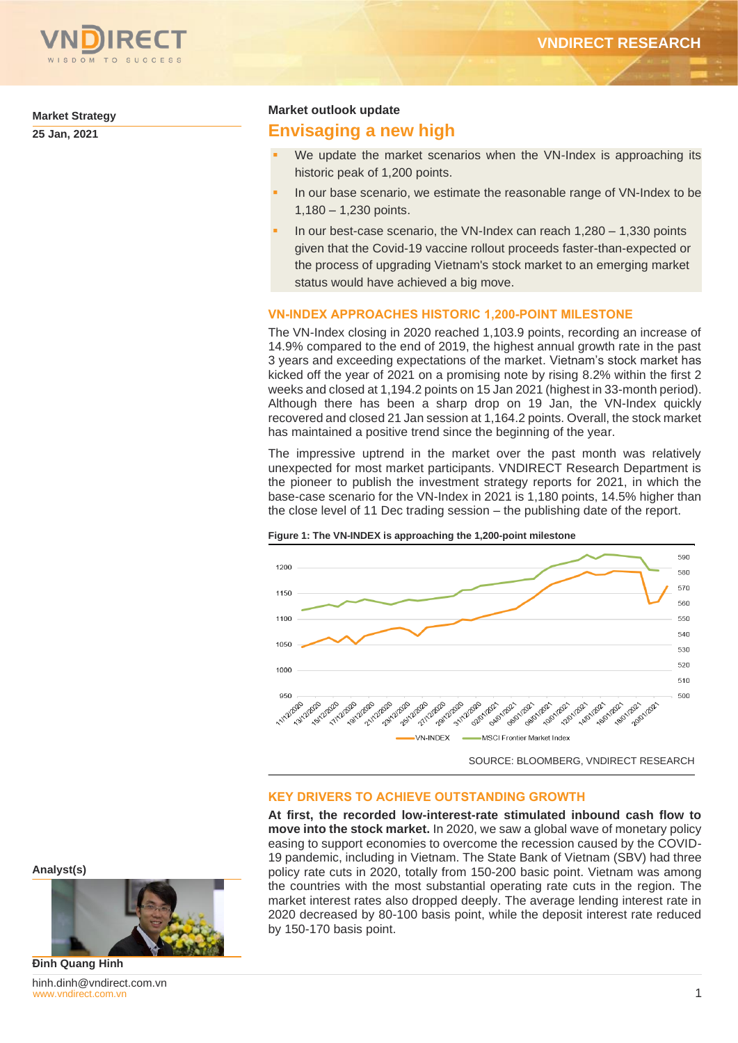Market Strategy

25 Jan, 2021

Market outlook update

# Envisaging a new high

- We update the market scenarios when the VN-Index is approaching its historic peak of 1,200 points.
- In our base scenario, we estimate the reasonable range of VN-Index to be 1,180 – 1,230 points.
- In our best-case scenario, the VN-Index can reach 1,280 – 1,330 points given that the Covid-19 vaccine rollout proceeds faster-than-expected or the process of upgrading Vietnam's stock market to an emerging market status would have achieved a big move.

## VN-INDEX APPROACHES HISTORIC 1,200-POINT MILESTONE

The VN-Index closing in 2020 reached 1,103.9 points, recording an increase of 14.9% compared to the end of 2019, the highest annual growth rate in the past 3 years and exceeding expectations of the market. Vietnam's stock market has kicked off the year of 2021 on a promising note by rising 8.2% within the first 2 weeks and closed at 1,194.2 points on 15 Jan 2021 (highest in 33-month period). Although there has been a sharp drop on 19 Jan, the VN-Index quickly recovered and closed 21 Jan session at 1,164.2 points. Overall, the stock market has maintained a positive trend since the beginning of the year.

The impressive uptrend in the market over the past month was relatively unexpected for most market participants. VNDIRECT Research Department is the pioneer to publish the investment strategy reports for 2021, in which the base-case scenario for the VN-Index in 2021 is 1,180 points, 14.5% higher than the close level of 11 Dec trading session – the publishing date of the report.

**Figure 1: The VN-INDEX is approaching the 1,200-point milestone**

SOURCE: BLOOMBERG, VNDIRECT RESEARCH

## KEY DRIVERS TO ACHIEVE OUTSTANDING GROWTH

**At first, the recorded low-interest-rate stimulated inbound cash flow to move into the stock market.** In 2020, we saw a global wave of monetary policy easing to support economies to overcome the recession caused by the COVID-19 pandemic, including in Vietnam. The State Bank of Vietnam (SBV) had three policy rate cuts in 2020, totally from 150-200 basic point. Vietnam was among the countries with the most substantial operating rate cuts in the region. The market interest rates also dropped deeply. The average lending interest rate in 2020 decreased by 80-100 basis point, while the deposit interest rate reduced by 150-170 basis point.

Analyst(s)

Đinh Quang Hinh

hinh.dinh@vndirect.com.vn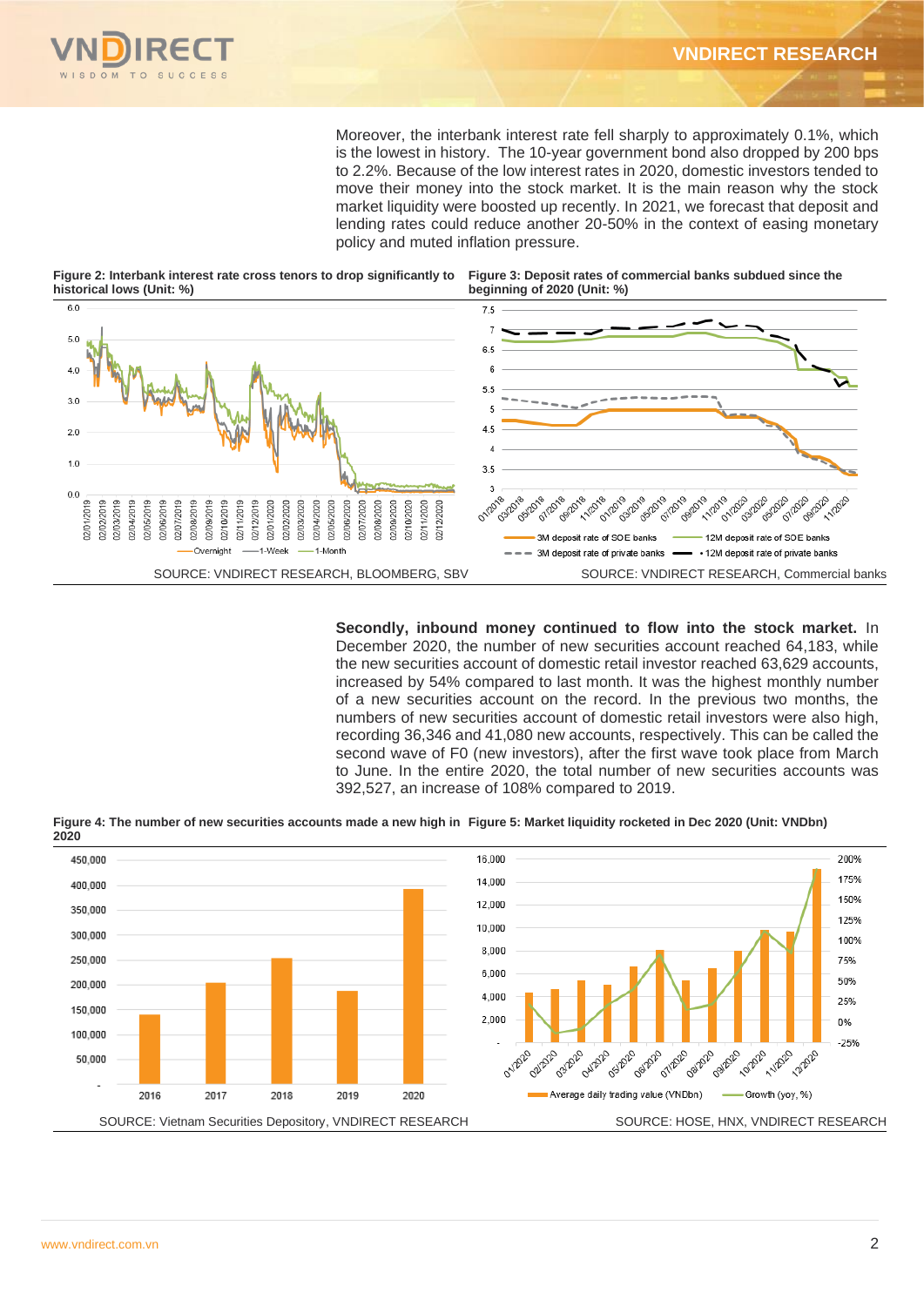Moreover, the interbank interest rate fell sharply to approximately 0.1%, which is the lowest in history. The 10-year government bond also dropped by 200 bps to 2.2%. Because of the low interest rates in 2020, domestic investors tended to move their money into the stock market. It is the main reason why the stock market liquidity were boosted up recently. In 2021, we forecast that deposit and lending rates could reduce another 20-50% in the context of easing monetary policy and muted inflation pressure.

**Figure 2: Interbank interest rate cross tenors to drop significantly to historical lows (Unit: %)**

SOURCE: VNDIRECT RESEARCH, BLOOMBERG, SBV

**Figure 3: Deposit rates of commercial banks subdued since the beginning of 2020 (Unit: %)**

SOURCE: VNDIRECT RESEARCH, Commercial banks

**Secondly, inbound money continued to flow into the stock market.** In December 2020, the number of new securities account reached 64,183, while the new securities account of domestic retail investor reached 63,629 accounts, increased by 54% compared to last month. It was the highest monthly number of a new securities account on the record. In the previous two months, the numbers of new securities account of domestic retail investors were also high, recording 36,346 and 41,080 new accounts, respectively. This can be called the second wave of F0 (new investors), after the first wave took place from March to June. In the entire 2020, the total number of new securities accounts was 392,527, an increase of 108% compared to 2019.

**Figure 4: The number of new securities accounts made a new high in 2020**

SOURCE: Vietnam Securities Depository, VNDIRECT RESEARCH

**Figure 5: Market liquidity rocketed in Dec 2020 (Unit: VNDbn)**

SOURCE: HOSE, HNX, VNDIRECT RESEARCH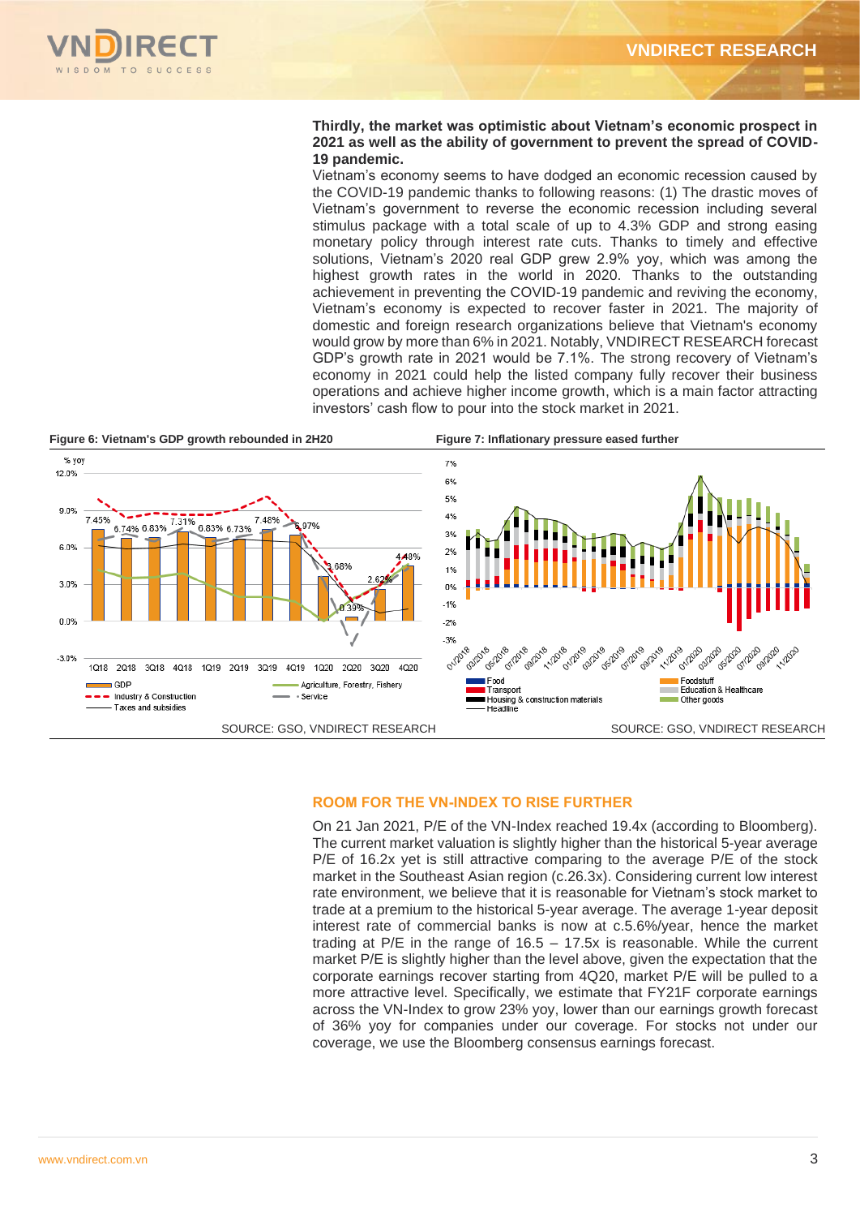**Thirdly, the market was optimistic about Vietnam's economic prospect in 2021 as well as the ability of government to prevent the spread of COVID-19 pandemic.**

Vietnam's economy seems to have dodged an economic recession caused by the COVID-19 pandemic thanks to following reasons: (1) The drastic moves of Vietnam's government to reverse the economic recession including several stimulus package with a total scale of up to 4.3% GDP and strong easing monetary policy through interest rate cuts. Thanks to timely and effective solutions, Vietnam's 2020 real GDP grew 2.9% yoy, which was among the highest growth rates in the world in 2020. Thanks to the outstanding achievement in preventing the COVID-19 pandemic and reviving the economy, Vietnam's economy is expected to recover faster in 2021. The majority of domestic and foreign research organizations believe that Vietnam's economy would grow by more than 6% in 2021. Notably, VNDIRECT RESEARCH forecast GDP's growth rate in 2021 would be 7.1%. The strong recovery of Vietnam's economy in 2021 could help the listed company fully recover their business operations and achieve higher income growth, which is a main factor attracting investors' cash flow to pour into the stock market in 2021.

**Figure 6: Vietnam's GDP growth rebounded in 2H20**

SOURCE: GSO, VNDIRECT RESEARCH

**Figure 7: Inflationary pressure eased further**

SOURCE: GSO, VNDIRECT RESEARCH

## ROOM FOR THE VN-INDEX TO RISE FURTHER

On 21 Jan 2021, P/E of the VN-Index reached 19.4x (according to Bloomberg). The current market valuation is slightly higher than the historical 5-year average P/E of 16.2x yet is still attractive comparing to the average P/E of the stock market in the Southeast Asian region (c.26.3x). Considering current low interest rate environment, we believe that it is reasonable for Vietnam's stock market to trade at a premium to the historical 5-year average. The average 1-year deposit interest rate of commercial banks is now at c.5.6%/year, hence the market trading at P/E in the range of 16.5 – 17.5x is reasonable. While the current market P/E is slightly higher than the level above, given the expectation that the corporate earnings recover starting from 4Q20, market P/E will be pulled to a more attractive level. Specifically, we estimate that FY21F corporate earnings across the VN-Index to grow 23% yoy, lower than our earnings growth forecast of 36% yoy for companies under our coverage. For stocks not under our coverage, we use the Bloomberg consensus earnings forecast.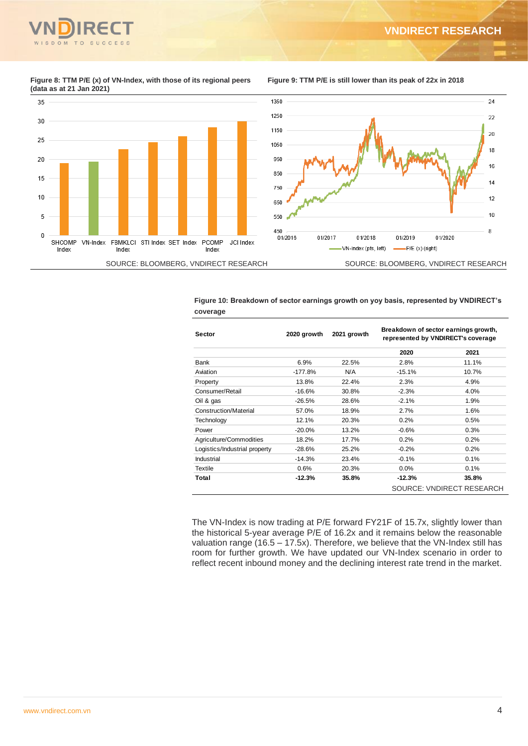**Figure 8: TTM P/E (x) of VN-Index, with those of its regional peers (data as at 21 Jan 2021)**

SOURCE: BLOOMBERG, VNDIRECT RESEARCH

**Figure 9: TTM P/E is still lower than its peak of 22x in 2018**

SOURCE: BLOOMBERG, VNDIRECT RESEARCH

**Figure 10: Breakdown of sector earnings growth on yoy basis, represented by VNDIRECT's coverage**

| Sector | 2020 growth | 2021 growth | Breakdown of sector earnings growth, represented by VNDIRECT's coverage | |
|---|---|---|---|---|
| | | | 2020 | 2021 |
| Bank | 6.9% | 22.5% | 2.8% | 11.1% |
| Aviation | -177.8% | N/A | -15.1% | 10.7% |
| Property | 13.8% | 22.4% | 2.3% | 4.9% |
| Consumer/Retail | -16.6% | 30.8% | -2.3% | 4.0% |
| Oil & gas | -26.5% | 28.6% | -2.1% | 1.9% |
| Construction/Material | 57.0% | 18.9% | 2.7% | 1.6% |
| Technology | 12.1% | 20.3% | 0.2% | 0.5% |
| Power | -20.0% | 13.2% | -0.6% | 0.3% |
| Agriculture/Commodities | 18.2% | 17.7% | 0.2% | 0.2% |
| Logistics/Industrial property | -28.6% | 25.2% | -0.2% | 0.2% |
| Industrial | -14.3% | 23.4% | -0.1% | 0.1% |
| Textile | 0.6% | 20.3% | 0.0% | 0.1% |
| **Total** | **-12.3%** | **35.8%** | **-12.3%** | **35.8%** |

SOURCE: VNDIRECT RESEARCH

The VN-Index is now trading at P/E forward FY21F of 15.7x, slightly lower than the historical 5-year average P/E of 16.2x and it remains below the reasonable valuation range (16.5 – 17.5x). Therefore, we believe that the VN-Index still has room for further growth. We have updated our VN-Index scenario in order to reflect recent inbound money and the declining interest rate trend in the market.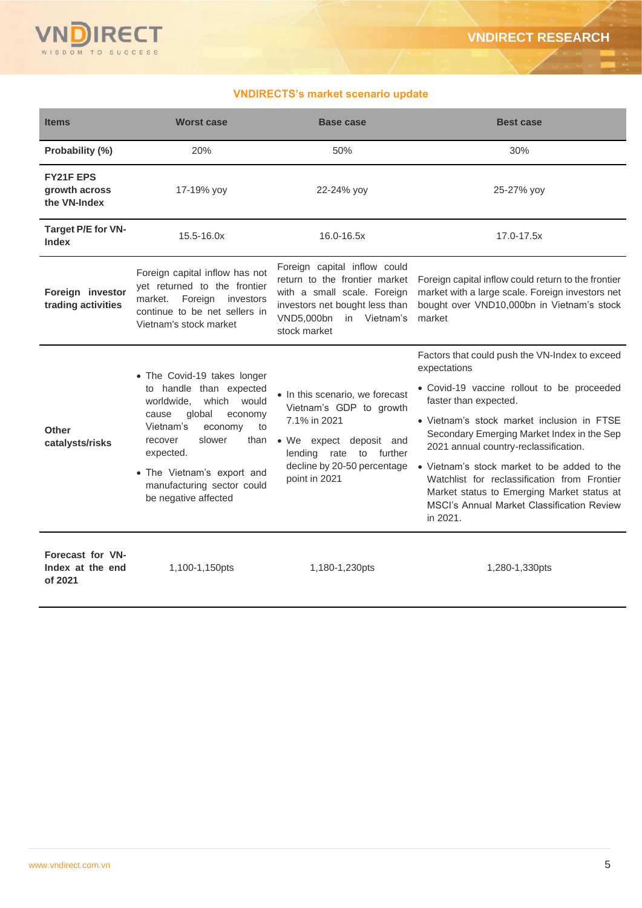**VNDIRECTS's market scenario update**

| Items | Worst case | Base case | Best case |
|---|---|---|---|
| **Probability (%)** | 20% | 50% | 30% |
| **FY21F EPS growth across the VN-Index** | 17-19% yoy | 22-24% yoy | 25-27% yoy |
| **Target P/E for VN-Index** | 15.5-16.0x | 16.0-16.5x | 17.0-17.5x |
| **Foreign investor trading activities** | Foreign capital inflow has not yet returned to the frontier market. Foreign investors continue to be net sellers in Vietnam's stock market | Foreign capital inflow could return to the frontier market with a small scale. Foreign investors net bought less than VND5,000bn in Vietnam's stock market | Foreign capital inflow could return to the frontier market with a large scale. Foreign investors net bought over VND10,000bn in Vietnam's stock market |
| **Other catalysts/risks** | • The Covid-19 takes longer to handle than expected worldwide, which would cause global economy Vietnam's economy to recover slower than expected.<br>• The Vietnam's export and manufacturing sector could be negative affected | • In this scenario, we forecast Vietnam's GDP to growth 7.1% in 2021<br>• We expect deposit and lending rate to further decline by 20-50 percentage point in 2021 | Factors that could push the VN-Index to exceed expectations<br>• Covid-19 vaccine rollout to be proceeded faster than expected.<br>• Vietnam's stock market inclusion in FTSE Secondary Emerging Market Index in the Sep 2021 annual country-reclassification.<br>• Vietnam's stock market to be added to the Watchlist for reclassification from Frontier Market status to Emerging Market status at MSCI's Annual Market Classification Review in 2021. |
| **Forecast for VN-Index at the end of 2021** | 1,100-1,150pts | 1,180-1,230pts | 1,280-1,330pts |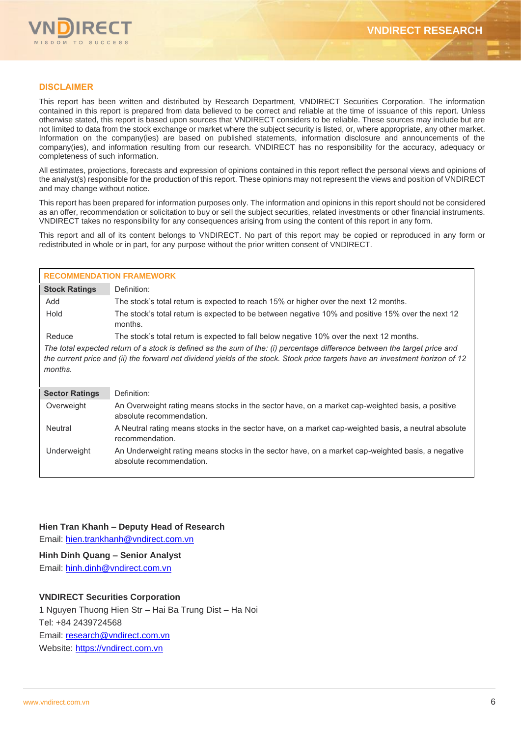## DISCLAIMER

This report has been written and distributed by Research Department, VNDIRECT Securities Corporation. The information contained in this report is prepared from data believed to be correct and reliable at the time of issuance of this report. Unless otherwise stated, this report is based upon sources that VNDIRECT considers to be reliable. These sources may include but are not limited to data from the stock exchange or market where the subject security is listed, or, where appropriate, any other market. Information on the company(ies) are based on published statements, information disclosure and announcements of the company(ies), and information resulting from our research. VNDIRECT has no responsibility for the accuracy, adequacy or completeness of such information.

All estimates, projections, forecasts and expression of opinions contained in this report reflect the personal views and opinions of the analyst(s) responsible for the production of this report. These opinions may not represent the views and position of VNDIRECT and may change without notice.

This report has been prepared for information purposes only. The information and opinions in this report should not be considered as an offer, recommendation or solicitation to buy or sell the subject securities, related investments or other financial instruments. VNDIRECT takes no responsibility for any consequences arising from using the content of this report in any form.

This report and all of its content belongs to VNDIRECT. No part of this report may be copied or reproduced in any form or redistributed in whole or in part, for any purpose without the prior written consent of VNDIRECT.

## RECOMMENDATION FRAMEWORK

| **Stock Ratings** | Definition: |
|---|---|
| Add | The stock's total return is expected to reach 15% or higher over the next 12 months. |
| Hold | The stock's total return is expected to be between negative 10% and positive 15% over the next 12 months. |
| Reduce | The stock's total return is expected to fall below negative 10% over the next 12 months. |

*The total expected return of a stock is defined as the sum of the: (i) percentage difference between the target price and the current price and (ii) the forward net dividend yields of the stock. Stock price targets have an investment horizon of 12 months.*

| **Sector Ratings** | Definition: |
|---|---|
| Overweight | An Overweight rating means stocks in the sector have, on a market cap-weighted basis, a positive absolute recommendation. |
| Neutral | A Neutral rating means stocks in the sector have, on a market cap-weighted basis, a neutral absolute recommendation. |
| Underweight | An Underweight rating means stocks in the sector have, on a market cap-weighted basis, a negative absolute recommendation. |

**Hien Tran Khanh – Deputy Head of Research**
Email: hien.trankhanh@vndirect.com.vn

**Hinh Dinh Quang – Senior Analyst**
Email: hinh.dinh@vndirect.com.vn

**VNDIRECT Securities Corporation**
1 Nguyen Thuong Hien Str – Hai Ba Trung Dist – Ha Noi
Tel: +84 2439724568
Email: research@vndirect.com.vn
Website: https://vndirect.com.vn